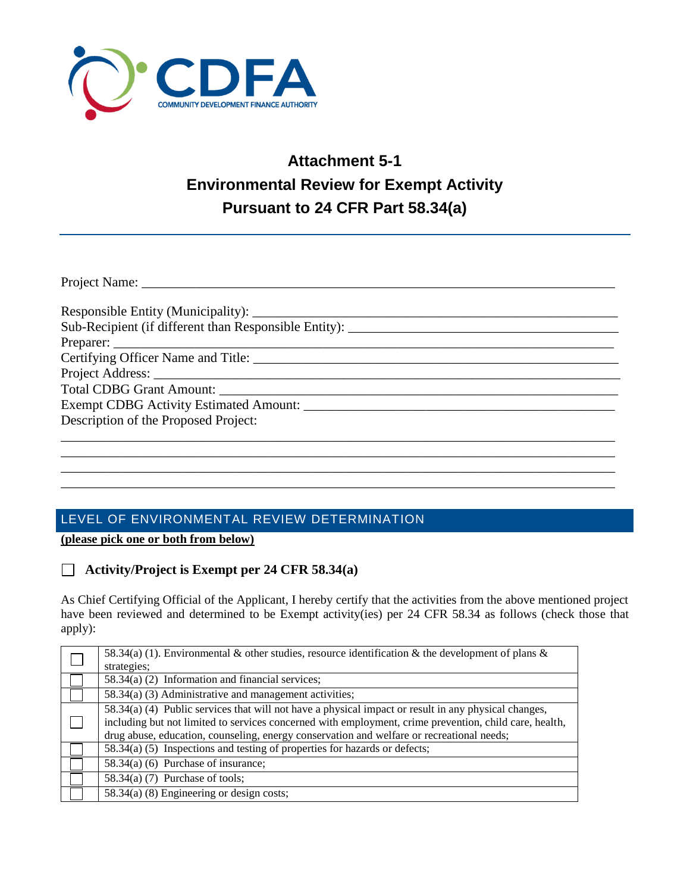CDFA
COMMUNITY DEVELOPMENT FINANCE AUTHORITY

# Attachment 5-1
# Environmental Review for Exempt Activity
# Pursuant to 24 CFR Part 58.34(a)

Project Name: ___________________________________________________________________

Responsible Entity (Municipality): ______________________________________________
Sub-Recipient (if different than Responsible Entity): ______________________________
Preparer: _______________________________________________________________________
Certifying Officer Name and Title: _______________________________________________
Project Address: __________________________________________________________________
Total CDBG Grant Amount: ________________________________________________________
Exempt CDBG Activity Estimated Amount: ____________________________________________
Description of the Proposed Project:

_________________________________________________________________________________
_________________________________________________________________________________
_________________________________________________________________________________
_________________________________________________________________________________

## LEVEL OF ENVIRONMENTAL REVIEW DETERMINATION

**(please pick one or both from below)**

☐ **Activity/Project is Exempt per 24 CFR 58.34(a)**

As Chief Certifying Official of the Applicant, I hereby certify that the activities from the above mentioned project have been reviewed and determined to be Exempt activity(ies) per 24 CFR 58.34 as follows (check those that apply):

| | |
|---|---|
| ☐ | 58.34(a) (1). Environmental & other studies, resource identification & the development of plans & strategies; |
| ☐ | 58.34(a) (2) Information and financial services; |
| ☐ | 58.34(a) (3) Administrative and management activities; |
| ☐ | 58.34(a) (4) Public services that will not have a physical impact or result in any physical changes, including but not limited to services concerned with employment, crime prevention, child care, health, drug abuse, education, counseling, energy conservation and welfare or recreational needs; |
| ☐ | 58.34(a) (5) Inspections and testing of properties for hazards or defects; |
| ☐ | 58.34(a) (6) Purchase of insurance; |
| ☐ | 58.34(a) (7) Purchase of tools; |
| ☐ | 58.34(a) (8) Engineering or design costs; |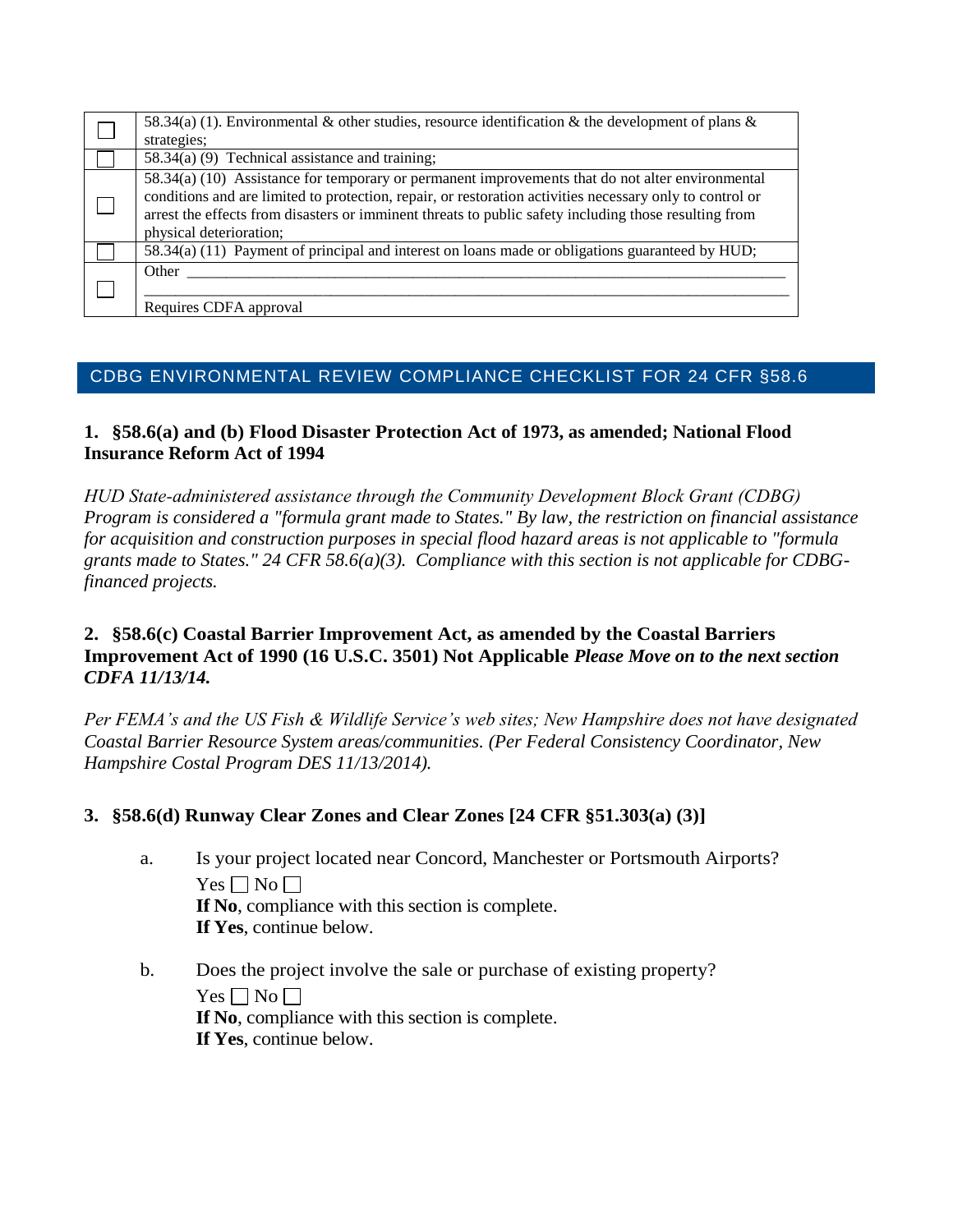| | |
|---|---|
| ☐ | 58.34(a) (1). Environmental & other studies, resource identification & the development of plans & strategies; |
| ☐ | 58.34(a) (9) Technical assistance and training; |
| ☐ | 58.34(a) (10) Assistance for temporary or permanent improvements that do not alter environmental conditions and are limited to protection, repair, or restoration activities necessary only to control or arrest the effects from disasters or imminent threats to public safety including those resulting from physical deterioration; |
| ☐ | 58.34(a) (11) Payment of principal and interest on loans made or obligations guaranteed by HUD; |
| ☐ | Other ______________________________________________________________________________<br>______________________________________________________________________________<br>Requires CDFA approval |

## CDBG ENVIRONMENTAL REVIEW COMPLIANCE CHECKLIST FOR 24 CFR §58.6

### 1. §58.6(a) and (b) Flood Disaster Protection Act of 1973, as amended; National Flood Insurance Reform Act of 1994

*HUD State-administered assistance through the Community Development Block Grant (CDBG) Program is considered a "formula grant made to States." By law, the restriction on financial assistance for acquisition and construction purposes in special flood hazard areas is not applicable to "formula grants made to States." 24 CFR 58.6(a)(3). Compliance with this section is not applicable for CDBG-financed projects.*

### 2. §58.6(c) Coastal Barrier Improvement Act, as amended by the Coastal Barriers Improvement Act of 1990 (16 U.S.C. 3501) Not Applicable *Please Move on to the next section CDFA 11/13/14.*

*Per FEMA's and the US Fish & Wildlife Service's web sites; New Hampshire does not have designated Coastal Barrier Resource System areas/communities. (Per Federal Consistency Coordinator, New Hampshire Costal Program DES 11/13/2014).*

### 3. §58.6(d) Runway Clear Zones and Clear Zones [24 CFR §51.303(a) (3)]

a. Is your project located near Concord, Manchester or Portsmouth Airports?
   Yes ☐ No ☐
   **If No**, compliance with this section is complete.
   **If Yes**, continue below.

b. Does the project involve the sale or purchase of existing property?
   Yes ☐ No ☐
   **If No**, compliance with this section is complete.
   **If Yes**, continue below.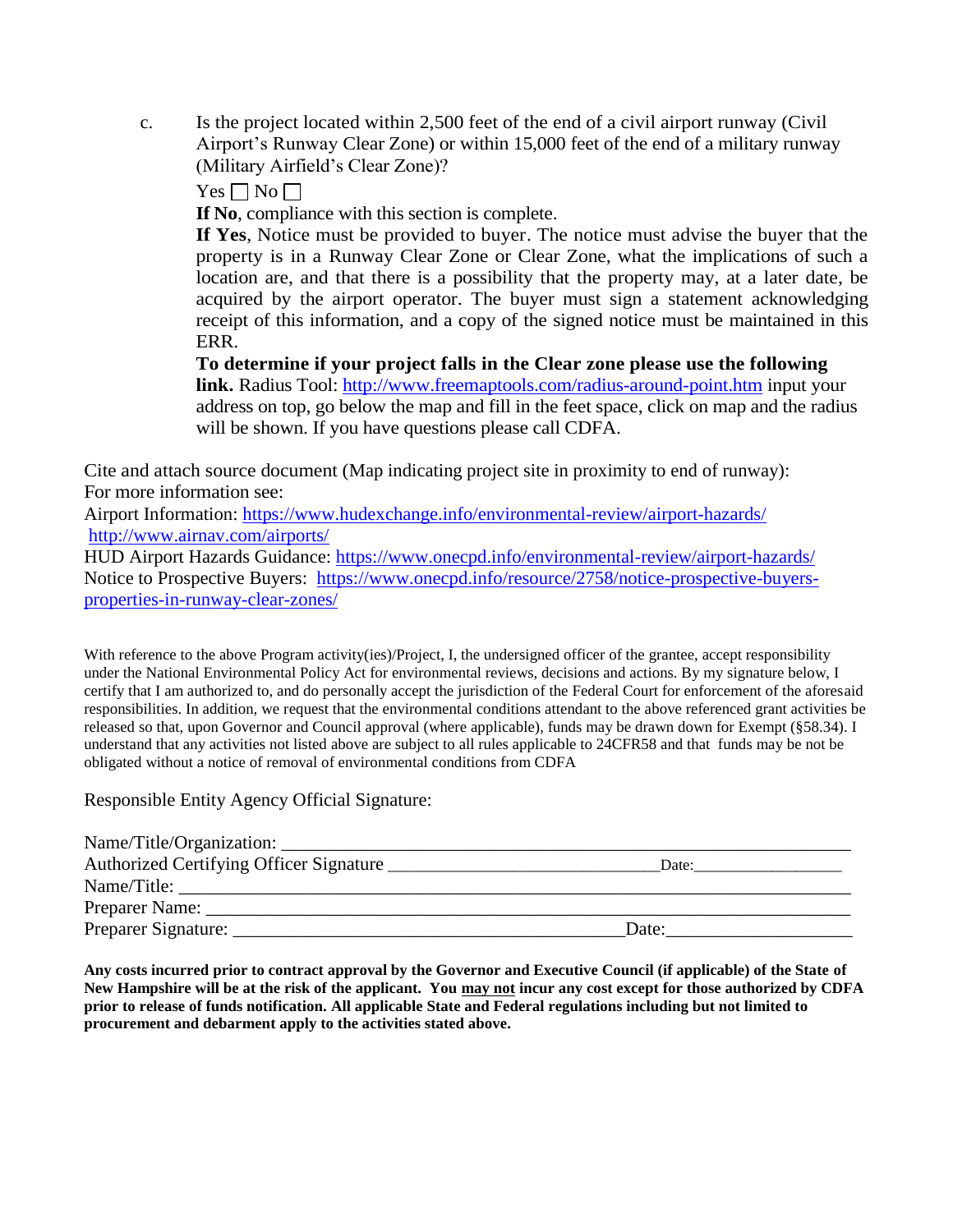c. Is the project located within 2,500 feet of the end of a civil airport runway (Civil Airport's Runway Clear Zone) or within 15,000 feet of the end of a military runway (Military Airfield's Clear Zone)?

Yes ☐ No ☐

**If No**, compliance with this section is complete.

**If Yes**, Notice must be provided to buyer. The notice must advise the buyer that the property is in a Runway Clear Zone or Clear Zone, what the implications of such a location are, and that there is a possibility that the property may, at a later date, be acquired by the airport operator. The buyer must sign a statement acknowledging receipt of this information, and a copy of the signed notice must be maintained in this ERR.

**To determine if your project falls in the Clear zone please use the following link.** Radius Tool: http://www.freemaptools.com/radius-around-point.htm input your address on top, go below the map and fill in the feet space, click on map and the radius will be shown. If you have questions please call CDFA.

Cite and attach source document (Map indicating project site in proximity to end of runway):
For more information see:
Airport Information: https://www.hudexchange.info/environmental-review/airport-hazards/
http://www.airnav.com/airports/
HUD Airport Hazards Guidance: https://www.onecpd.info/environmental-review/airport-hazards/
Notice to Prospective Buyers: https://www.onecpd.info/resource/2758/notice-prospective-buyers-properties-in-runway-clear-zones/

With reference to the above Program activity(ies)/Project, I, the undersigned officer of the grantee, accept responsibility under the National Environmental Policy Act for environmental reviews, decisions and actions. By my signature below, I certify that I am authorized to, and do personally accept the jurisdiction of the Federal Court for enforcement of the aforesaid responsibilities. In addition, we request that the environmental conditions attendant to the above referenced grant activities be released so that, upon Governor and Council approval (where applicable), funds may be drawn down for Exempt (§58.34). I understand that any activities not listed above are subject to all rules applicable to 24CFR58 and that funds may be not be obligated without a notice of removal of environmental conditions from CDFA

Responsible Entity Agency Official Signature:

Name/Title/Organization: ______________________________________________________________
Authorized Certifying Officer Signature ______________________________ Date: __________________
Name/Title: ________________________________________________________________________
Preparer Name: _____________________________________________________________________
Preparer Signature: ________________________________________ Date: ____________________

**Any costs incurred prior to contract approval by the Governor and Executive Council (if applicable) of the State of New Hampshire will be at the risk of the applicant. You <u>may not</u> incur any cost except for those authorized by CDFA prior to release of funds notification. All applicable State and Federal regulations including but not limited to procurement and debarment apply to the activities stated above.**